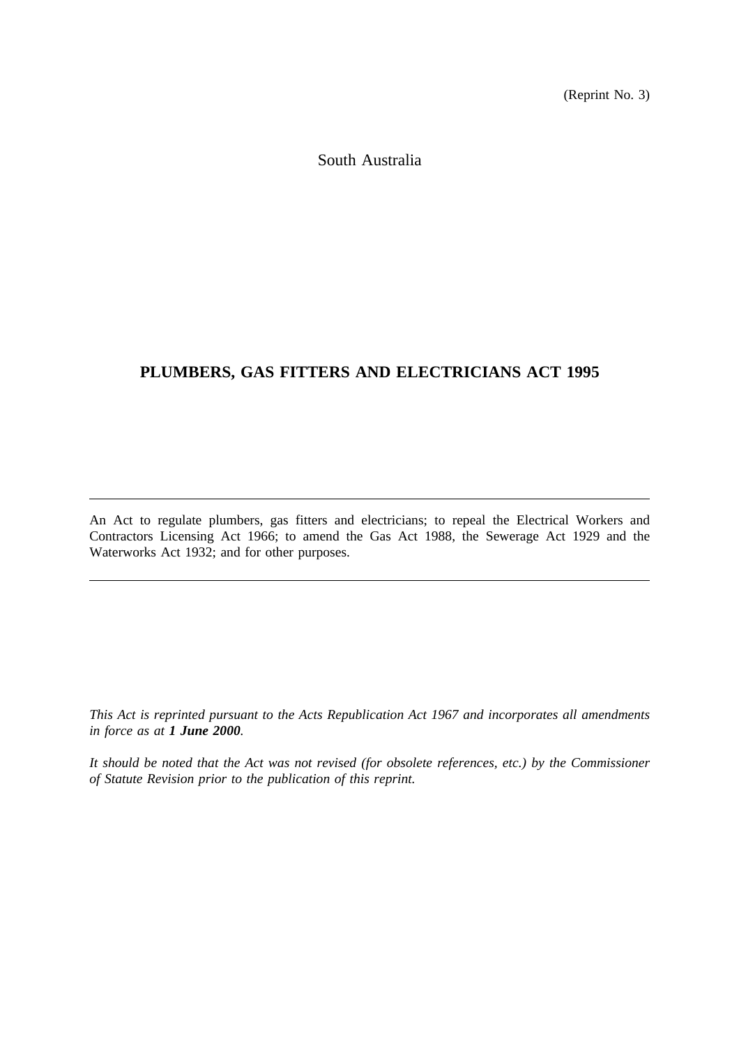(Reprint No. 3)

South Australia

# PLUMBERS, GAS FITTERS AND ELECTRICIANS ACT 1995

---

An Act to regulate plumbers, gas fitters and electricians; to repeal the Electrical Workers and Contractors Licensing Act 1966; to amend the Gas Act 1988, the Sewerage Act 1929 and the Waterworks Act 1932; and for other purposes.

---

*This Act is reprinted pursuant to the Acts Republication Act 1967 and incorporates all amendments in force as at **1 June 2000**.*

*It should be noted that the Act was not revised (for obsolete references, etc.) by the Commissioner of Statute Revision prior to the publication of this reprint.*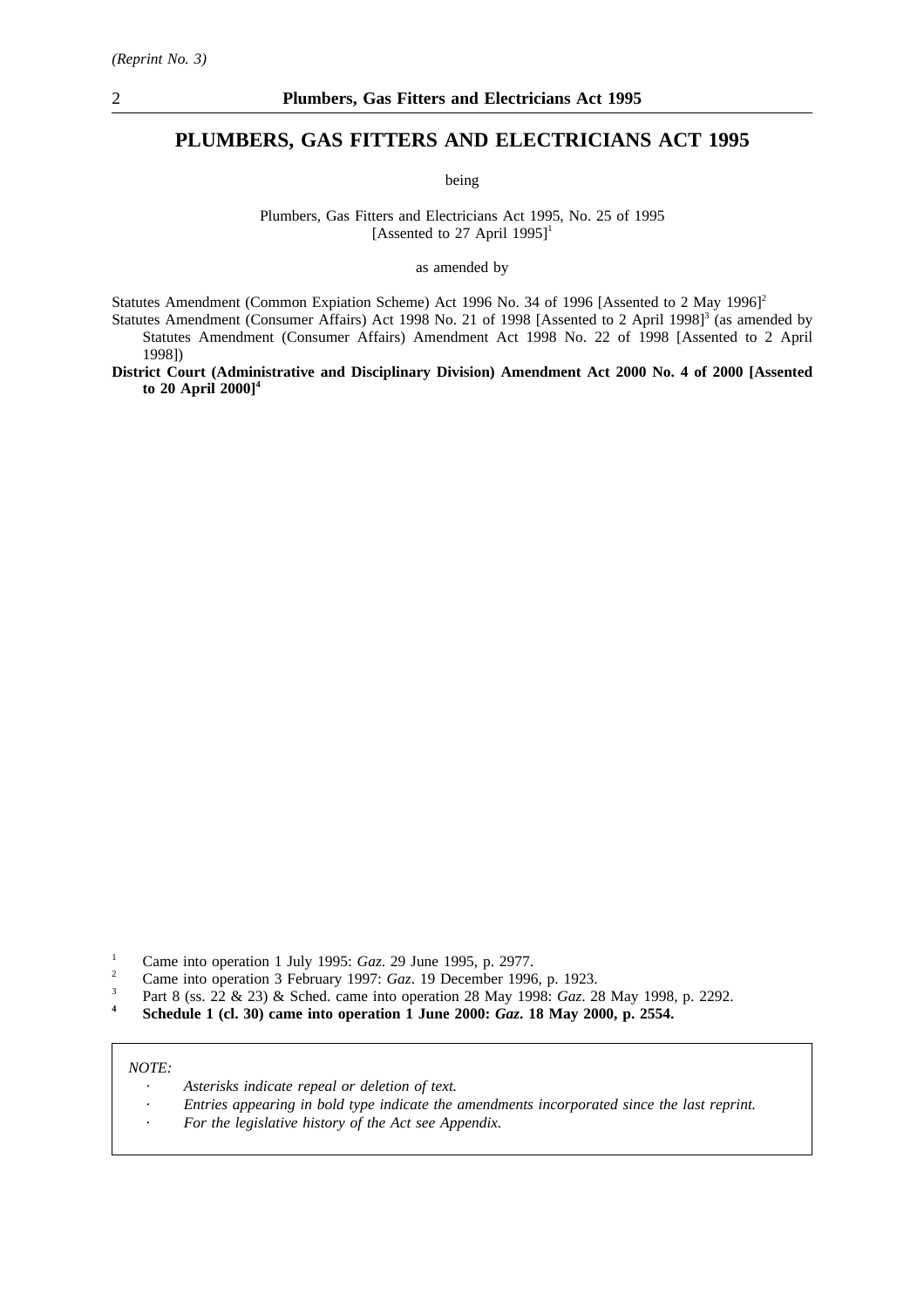*(Reprint No. 3)*

# PLUMBERS, GAS FITTERS AND ELECTRICIANS ACT 1995

being

Plumbers, Gas Fitters and Electricians Act 1995, No. 25 of 1995
[Assented to 27 April 1995][1]

as amended by

Statutes Amendment (Common Expiation Scheme) Act 1996 No. 34 of 1996 [Assented to 2 May 1996][2]

Statutes Amendment (Consumer Affairs) Act 1998 No. 21 of 1998 [Assented to 2 April 1998][3] (as amended by Statutes Amendment (Consumer Affairs) Amendment Act 1998 No. 22 of 1998 [Assented to 2 April 1998])

**District Court (Administrative and Disciplinary Division) Amendment Act 2000 No. 4 of 2000 [Assented to 20 April 2000][4]**

[1] Came into operation 1 July 1995: *Gaz*. 29 June 1995, p. 2977.

[2] Came into operation 3 February 1997: *Gaz*. 19 December 1996, p. 1923.

[3] Part 8 (ss. 22 & 23) & Sched. came into operation 28 May 1998: *Gaz*. 28 May 1998, p. 2292.

**[4] Schedule 1 (cl. 30) came into operation 1 June 2000: *Gaz*. 18 May 2000, p. 2554.**

*NOTE:*

- *Asterisks indicate repeal or deletion of text.*
- *Entries appearing in bold type indicate the amendments incorporated since the last reprint.*
- *For the legislative history of the Act see Appendix.*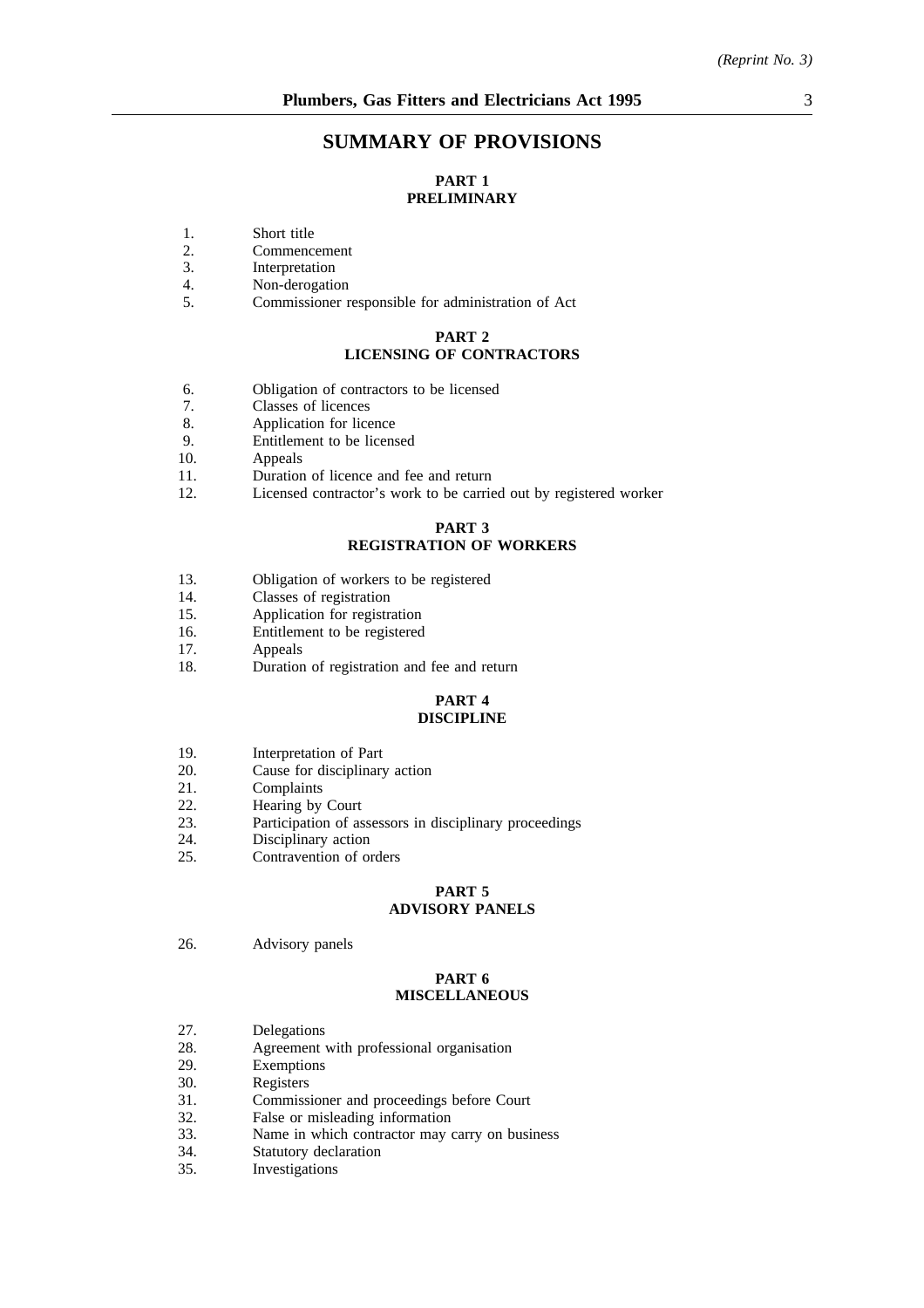# SUMMARY OF PROVISIONS

## PART 1
## PRELIMINARY

1. Short title
2. Commencement
3. Interpretation
4. Non-derogation
5. Commissioner responsible for administration of Act

## PART 2
## LICENSING OF CONTRACTORS

6. Obligation of contractors to be licensed
7. Classes of licences
8. Application for licence
9. Entitlement to be licensed
10. Appeals
11. Duration of licence and fee and return
12. Licensed contractor's work to be carried out by registered worker

## PART 3
## REGISTRATION OF WORKERS

13. Obligation of workers to be registered
14. Classes of registration
15. Application for registration
16. Entitlement to be registered
17. Appeals
18. Duration of registration and fee and return

## PART 4
## DISCIPLINE

19. Interpretation of Part
20. Cause for disciplinary action
21. Complaints
22. Hearing by Court
23. Participation of assessors in disciplinary proceedings
24. Disciplinary action
25. Contravention of orders

## PART 5
## ADVISORY PANELS

26. Advisory panels

## PART 6
## MISCELLANEOUS

27. Delegations
28. Agreement with professional organisation
29. Exemptions
30. Registers
31. Commissioner and proceedings before Court
32. False or misleading information
33. Name in which contractor may carry on business
34. Statutory declaration
35. Investigations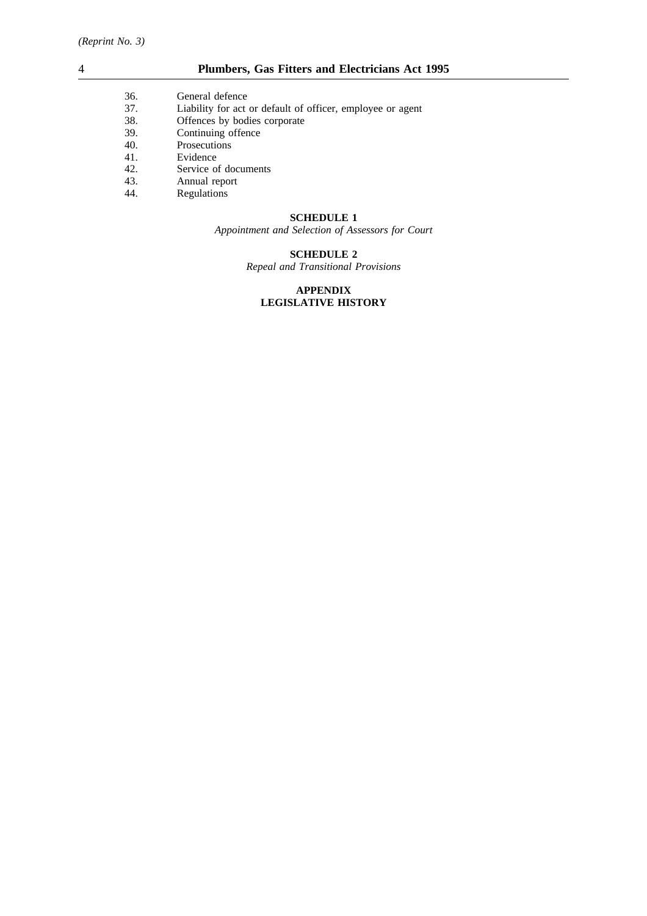36. General defence
37. Liability for act or default of officer, employee or agent
38. Offences by bodies corporate
39. Continuing offence
40. Prosecutions
41. Evidence
42. Service of documents
43. Annual report
44. Regulations

**SCHEDULE 1**

*Appointment and Selection of Assessors for Court*

**SCHEDULE 2**

*Repeal and Transitional Provisions*

**APPENDIX**

**LEGISLATIVE HISTORY**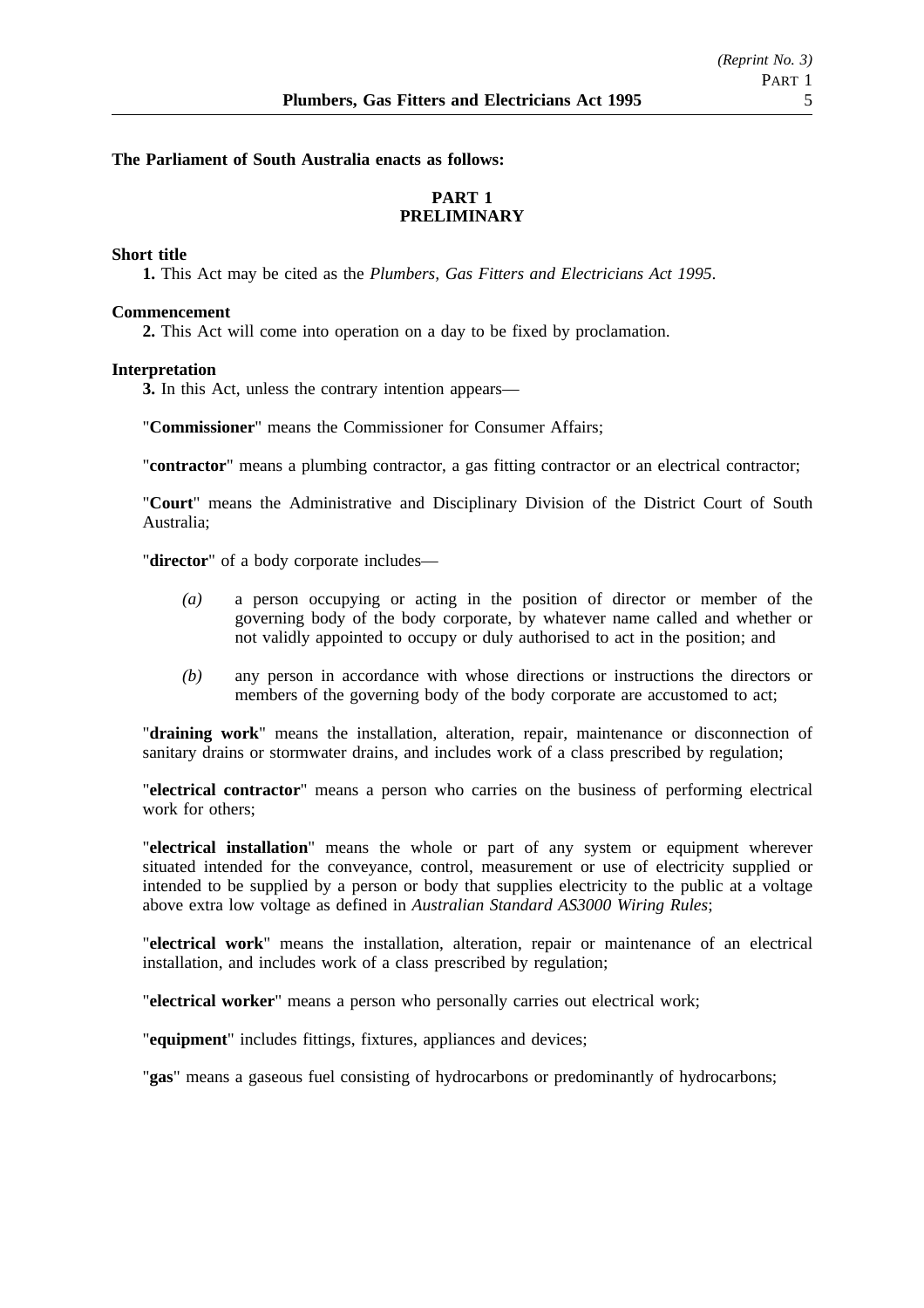**The Parliament of South Australia enacts as follows:**

## PART 1
## PRELIMINARY

**Short title**

**1.** This Act may be cited as the *Plumbers, Gas Fitters and Electricians Act 1995*.

**Commencement**

**2.** This Act will come into operation on a day to be fixed by proclamation.

**Interpretation**

**3.** In this Act, unless the contrary intention appears—

"**Commissioner**" means the Commissioner for Consumer Affairs;

"**contractor**" means a plumbing contractor, a gas fitting contractor or an electrical contractor;

"**Court**" means the Administrative and Disciplinary Division of the District Court of South Australia;

"**director**" of a body corporate includes—

*(a)* a person occupying or acting in the position of director or member of the governing body of the body corporate, by whatever name called and whether or not validly appointed to occupy or duly authorised to act in the position; and

*(b)* any person in accordance with whose directions or instructions the directors or members of the governing body of the body corporate are accustomed to act;

"**draining work**" means the installation, alteration, repair, maintenance or disconnection of sanitary drains or stormwater drains, and includes work of a class prescribed by regulation;

"**electrical contractor**" means a person who carries on the business of performing electrical work for others;

"**electrical installation**" means the whole or part of any system or equipment wherever situated intended for the conveyance, control, measurement or use of electricity supplied or intended to be supplied by a person or body that supplies electricity to the public at a voltage above extra low voltage as defined in *Australian Standard AS3000 Wiring Rules*;

"**electrical work**" means the installation, alteration, repair or maintenance of an electrical installation, and includes work of a class prescribed by regulation;

"**electrical worker**" means a person who personally carries out electrical work;

"**equipment**" includes fittings, fixtures, appliances and devices;

"**gas**" means a gaseous fuel consisting of hydrocarbons or predominantly of hydrocarbons;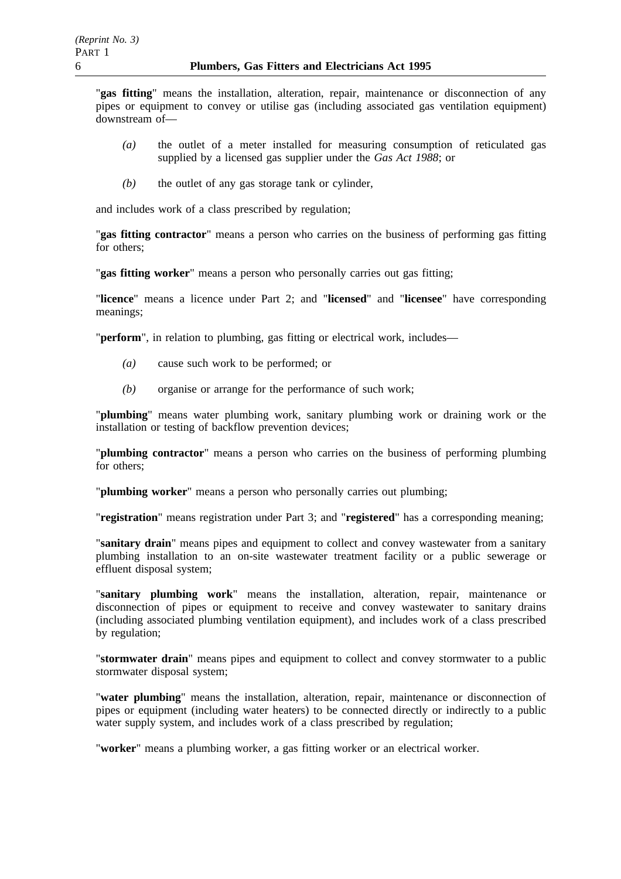"**gas fitting**" means the installation, alteration, repair, maintenance or disconnection of any pipes or equipment to convey or utilise gas (including associated gas ventilation equipment) downstream of—

*(a)* the outlet of a meter installed for measuring consumption of reticulated gas supplied by a licensed gas supplier under the *Gas Act 1988*; or

*(b)* the outlet of any gas storage tank or cylinder,

and includes work of a class prescribed by regulation;

"**gas fitting contractor**" means a person who carries on the business of performing gas fitting for others;

"**gas fitting worker**" means a person who personally carries out gas fitting;

"**licence**" means a licence under Part 2; and "**licensed**" and "**licensee**" have corresponding meanings;

"**perform**", in relation to plumbing, gas fitting or electrical work, includes—

*(a)* cause such work to be performed; or

*(b)* organise or arrange for the performance of such work;

"**plumbing**" means water plumbing work, sanitary plumbing work or draining work or the installation or testing of backflow prevention devices;

"**plumbing contractor**" means a person who carries on the business of performing plumbing for others;

"**plumbing worker**" means a person who personally carries out plumbing;

"**registration**" means registration under Part 3; and "**registered**" has a corresponding meaning;

"**sanitary drain**" means pipes and equipment to collect and convey wastewater from a sanitary plumbing installation to an on-site wastewater treatment facility or a public sewerage or effluent disposal system;

"**sanitary plumbing work**" means the installation, alteration, repair, maintenance or disconnection of pipes or equipment to receive and convey wastewater to sanitary drains (including associated plumbing ventilation equipment), and includes work of a class prescribed by regulation;

"**stormwater drain**" means pipes and equipment to collect and convey stormwater to a public stormwater disposal system;

"**water plumbing**" means the installation, alteration, repair, maintenance or disconnection of pipes or equipment (including water heaters) to be connected directly or indirectly to a public water supply system, and includes work of a class prescribed by regulation;

"**worker**" means a plumbing worker, a gas fitting worker or an electrical worker.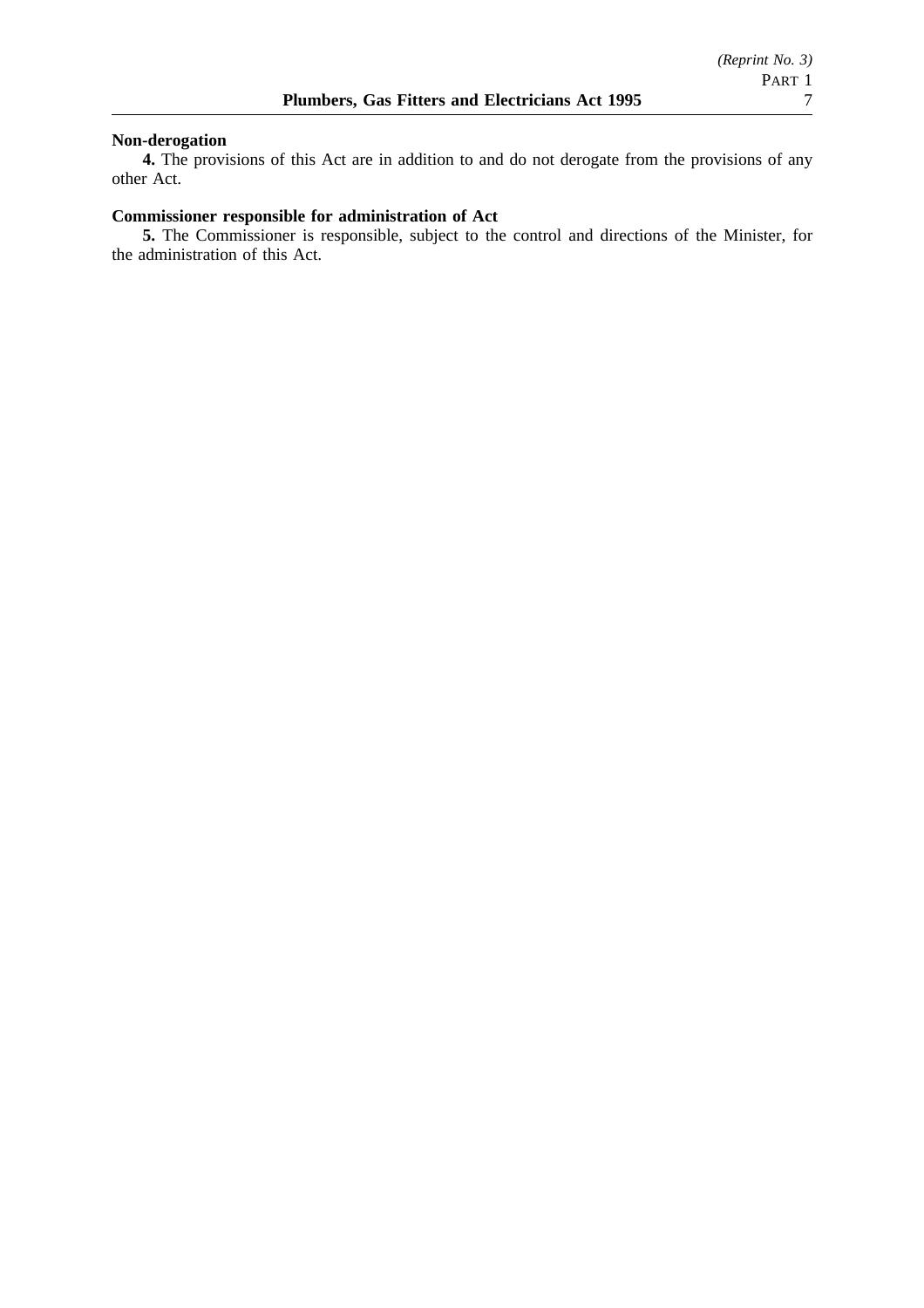**Non-derogation**

**4.** The provisions of this Act are in addition to and do not derogate from the provisions of any other Act.

**Commissioner responsible for administration of Act**

**5.** The Commissioner is responsible, subject to the control and directions of the Minister, for the administration of this Act.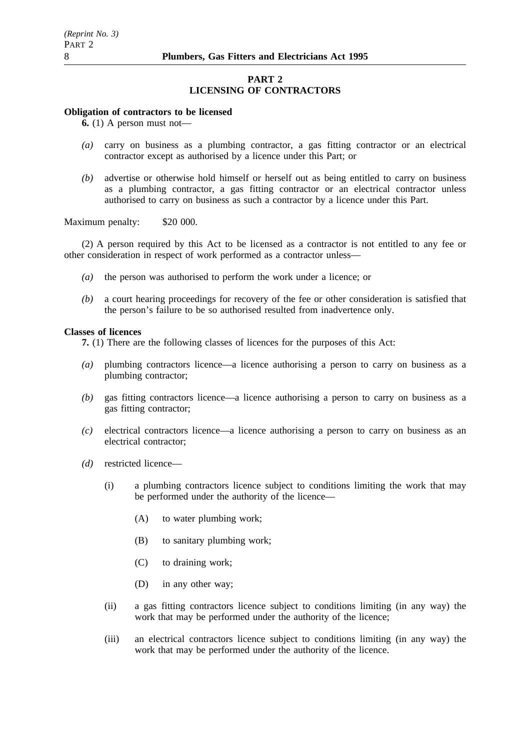## PART 2
## LICENSING OF CONTRACTORS

**Obligation of contractors to be licensed**

**6.** (1) A person must not—

*(a)* carry on business as a plumbing contractor, a gas fitting contractor or an electrical contractor except as authorised by a licence under this Part; or

*(b)* advertise or otherwise hold himself or herself out as being entitled to carry on business as a plumbing contractor, a gas fitting contractor or an electrical contractor unless authorised to carry on business as such a contractor by a licence under this Part.

Maximum penalty: $20 000.

(2) A person required by this Act to be licensed as a contractor is not entitled to any fee or other consideration in respect of work performed as a contractor unless—

*(a)* the person was authorised to perform the work under a licence; or

*(b)* a court hearing proceedings for recovery of the fee or other consideration is satisfied that the person's failure to be so authorised resulted from inadvertence only.

**Classes of licences**

**7.** (1) There are the following classes of licences for the purposes of this Act:

*(a)* plumbing contractors licence—a licence authorising a person to carry on business as a plumbing contractor;

*(b)* gas fitting contractors licence—a licence authorising a person to carry on business as a gas fitting contractor;

*(c)* electrical contractors licence—a licence authorising a person to carry on business as an electrical contractor;

*(d)* restricted licence—

(i) a plumbing contractors licence subject to conditions limiting the work that may be performed under the authority of the licence—

(A) to water plumbing work;

(B) to sanitary plumbing work;

(C) to draining work;

(D) in any other way;

(ii) a gas fitting contractors licence subject to conditions limiting (in any way) the work that may be performed under the authority of the licence;

(iii) an electrical contractors licence subject to conditions limiting (in any way) the work that may be performed under the authority of the licence.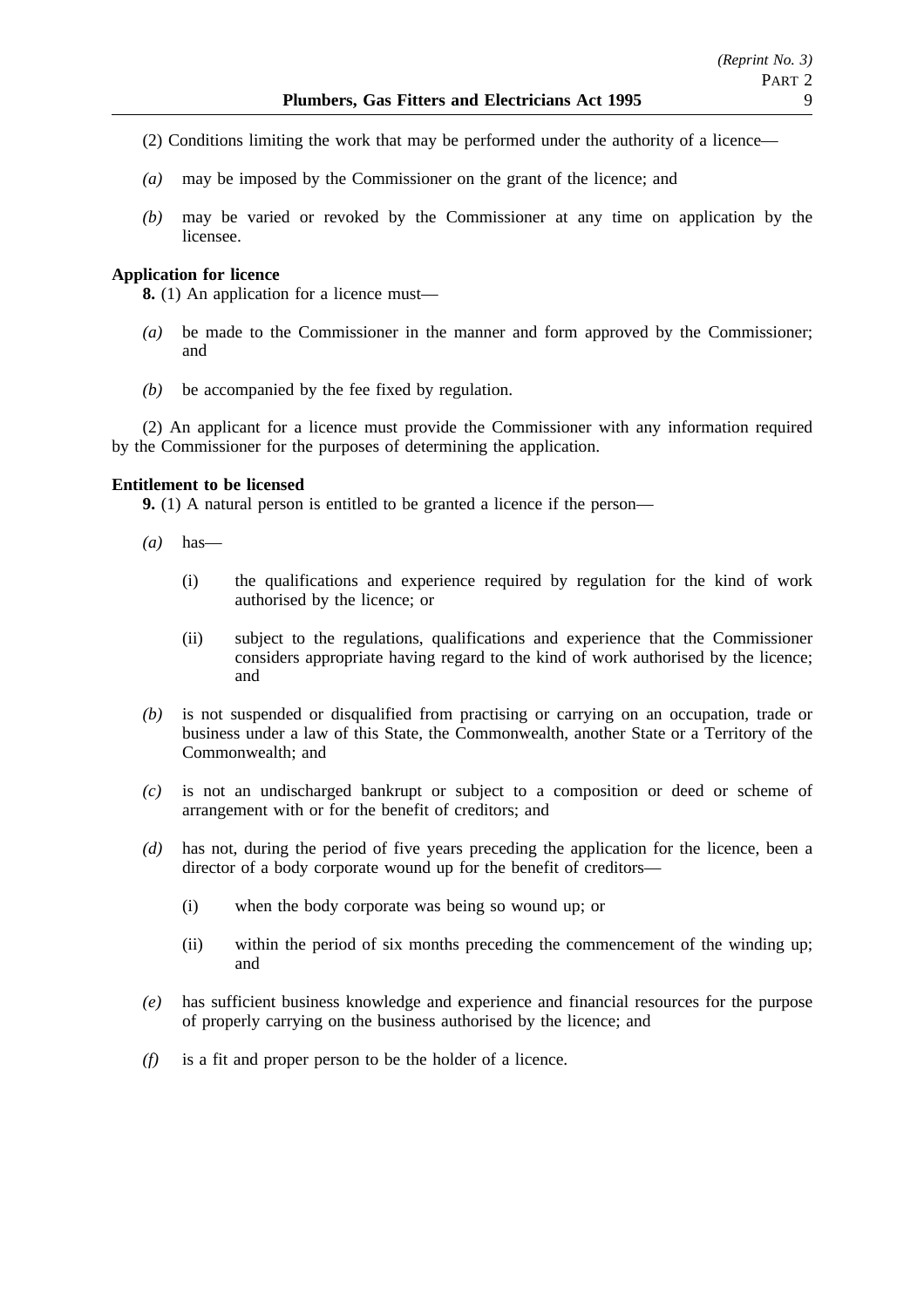(2) Conditions limiting the work that may be performed under the authority of a licence—

*(a)* may be imposed by the Commissioner on the grant of the licence; and

*(b)* may be varied or revoked by the Commissioner at any time on application by the licensee.

**Application for licence**

**8.** (1) An application for a licence must—

*(a)* be made to the Commissioner in the manner and form approved by the Commissioner; and

*(b)* be accompanied by the fee fixed by regulation.

(2) An applicant for a licence must provide the Commissioner with any information required by the Commissioner for the purposes of determining the application.

**Entitlement to be licensed**

**9.** (1) A natural person is entitled to be granted a licence if the person—

*(a)* has—

(i) the qualifications and experience required by regulation for the kind of work authorised by the licence; or

(ii) subject to the regulations, qualifications and experience that the Commissioner considers appropriate having regard to the kind of work authorised by the licence; and

*(b)* is not suspended or disqualified from practising or carrying on an occupation, trade or business under a law of this State, the Commonwealth, another State or a Territory of the Commonwealth; and

*(c)* is not an undischarged bankrupt or subject to a composition or deed or scheme of arrangement with or for the benefit of creditors; and

*(d)* has not, during the period of five years preceding the application for the licence, been a director of a body corporate wound up for the benefit of creditors—

(i) when the body corporate was being so wound up; or

(ii) within the period of six months preceding the commencement of the winding up; and

*(e)* has sufficient business knowledge and experience and financial resources for the purpose of properly carrying on the business authorised by the licence; and

*(f)* is a fit and proper person to be the holder of a licence.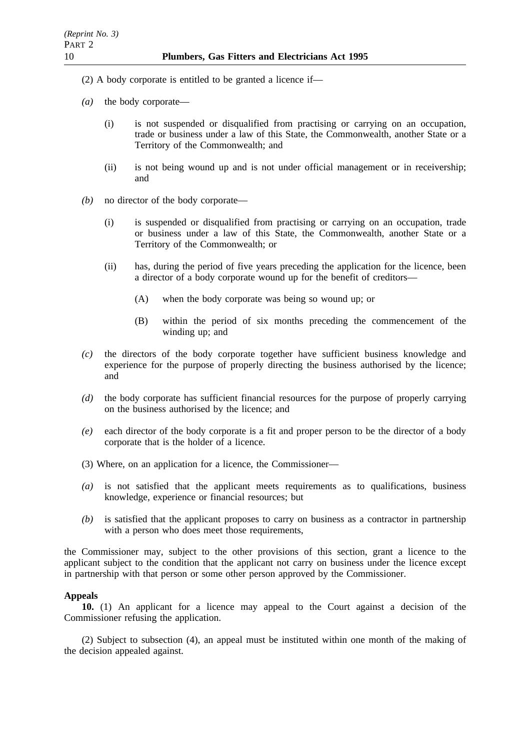(2) A body corporate is entitled to be granted a licence if—

*(a)* the body corporate—

(i) is not suspended or disqualified from practising or carrying on an occupation, trade or business under a law of this State, the Commonwealth, another State or a Territory of the Commonwealth; and

(ii) is not being wound up and is not under official management or in receivership; and

*(b)* no director of the body corporate—

(i) is suspended or disqualified from practising or carrying on an occupation, trade or business under a law of this State, the Commonwealth, another State or a Territory of the Commonwealth; or

(ii) has, during the period of five years preceding the application for the licence, been a director of a body corporate wound up for the benefit of creditors—

(A) when the body corporate was being so wound up; or

(B) within the period of six months preceding the commencement of the winding up; and

*(c)* the directors of the body corporate together have sufficient business knowledge and experience for the purpose of properly directing the business authorised by the licence; and

*(d)* the body corporate has sufficient financial resources for the purpose of properly carrying on the business authorised by the licence; and

*(e)* each director of the body corporate is a fit and proper person to be the director of a body corporate that is the holder of a licence.

(3) Where, on an application for a licence, the Commissioner—

*(a)* is not satisfied that the applicant meets requirements as to qualifications, business knowledge, experience or financial resources; but

*(b)* is satisfied that the applicant proposes to carry on business as a contractor in partnership with a person who does meet those requirements,

the Commissioner may, subject to the other provisions of this section, grant a licence to the applicant subject to the condition that the applicant not carry on business under the licence except in partnership with that person or some other person approved by the Commissioner.

**Appeals**

**10.** (1) An applicant for a licence may appeal to the Court against a decision of the Commissioner refusing the application.

(2) Subject to subsection (4), an appeal must be instituted within one month of the making of the decision appealed against.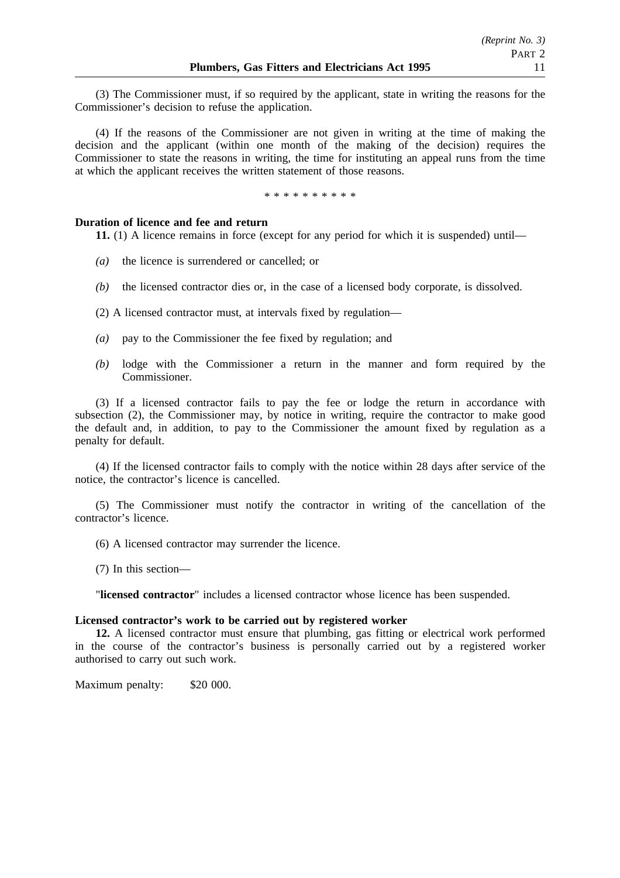(3) The Commissioner must, if so required by the applicant, state in writing the reasons for the Commissioner's decision to refuse the application.

(4) If the reasons of the Commissioner are not given in writing at the time of making the decision and the applicant (within one month of the making of the decision) requires the Commissioner to state the reasons in writing, the time for instituting an appeal runs from the time at which the applicant receives the written statement of those reasons.

\* \* \* \* \* \* \* \* \* \*

**Duration of licence and fee and return**

**11.** (1) A licence remains in force (except for any period for which it is suspended) until—

*(a)* the licence is surrendered or cancelled; or

*(b)* the licensed contractor dies or, in the case of a licensed body corporate, is dissolved.

(2) A licensed contractor must, at intervals fixed by regulation—

*(a)* pay to the Commissioner the fee fixed by regulation; and

*(b)* lodge with the Commissioner a return in the manner and form required by the Commissioner.

(3) If a licensed contractor fails to pay the fee or lodge the return in accordance with subsection (2), the Commissioner may, by notice in writing, require the contractor to make good the default and, in addition, to pay to the Commissioner the amount fixed by regulation as a penalty for default.

(4) If the licensed contractor fails to comply with the notice within 28 days after service of the notice, the contractor's licence is cancelled.

(5) The Commissioner must notify the contractor in writing of the cancellation of the contractor's licence.

(6) A licensed contractor may surrender the licence.

(7) In this section—

"**licensed contractor**" includes a licensed contractor whose licence has been suspended.

**Licensed contractor's work to be carried out by registered worker**

**12.** A licensed contractor must ensure that plumbing, gas fitting or electrical work performed in the course of the contractor's business is personally carried out by a registered worker authorised to carry out such work.

Maximum penalty: $20 000.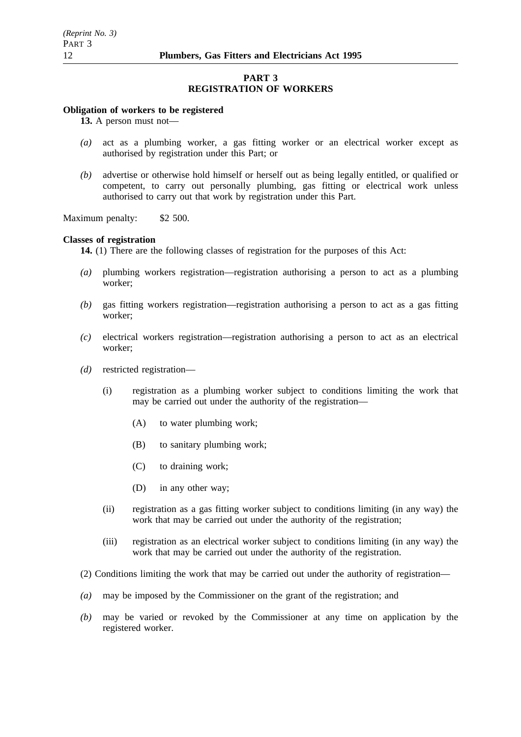## PART 3
## REGISTRATION OF WORKERS

**Obligation of workers to be registered**

**13.** A person must not—

*(a)* act as a plumbing worker, a gas fitting worker or an electrical worker except as authorised by registration under this Part; or

*(b)* advertise or otherwise hold himself or herself out as being legally entitled, or qualified or competent, to carry out personally plumbing, gas fitting or electrical work unless authorised to carry out that work by registration under this Part.

Maximum penalty: $2 500.

**Classes of registration**

**14.** (1) There are the following classes of registration for the purposes of this Act:

*(a)* plumbing workers registration—registration authorising a person to act as a plumbing worker;

*(b)* gas fitting workers registration—registration authorising a person to act as a gas fitting worker;

*(c)* electrical workers registration—registration authorising a person to act as an electrical worker;

*(d)* restricted registration—

(i) registration as a plumbing worker subject to conditions limiting the work that may be carried out under the authority of the registration—

(A) to water plumbing work;

(B) to sanitary plumbing work;

(C) to draining work;

(D) in any other way;

(ii) registration as a gas fitting worker subject to conditions limiting (in any way) the work that may be carried out under the authority of the registration;

(iii) registration as an electrical worker subject to conditions limiting (in any way) the work that may be carried out under the authority of the registration.

(2) Conditions limiting the work that may be carried out under the authority of registration—

*(a)* may be imposed by the Commissioner on the grant of the registration; and

*(b)* may be varied or revoked by the Commissioner at any time on application by the registered worker.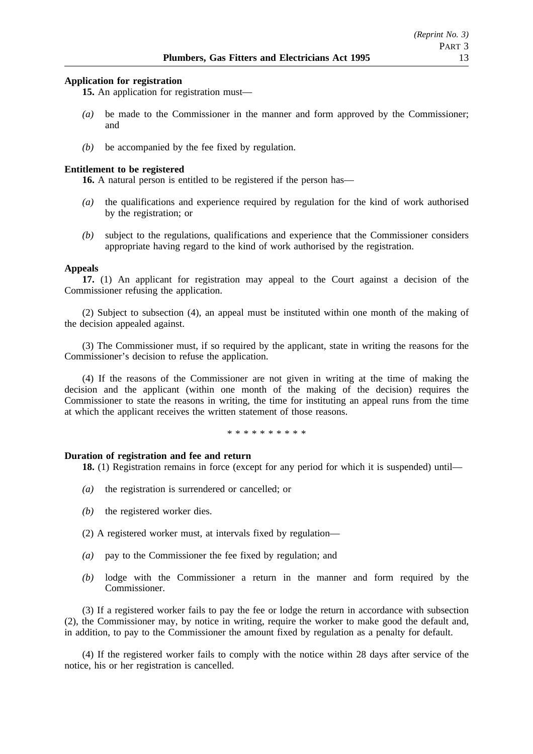**Application for registration**

**15.** An application for registration must—

*(a)* be made to the Commissioner in the manner and form approved by the Commissioner; and

*(b)* be accompanied by the fee fixed by regulation.

**Entitlement to be registered**

**16.** A natural person is entitled to be registered if the person has—

*(a)* the qualifications and experience required by regulation for the kind of work authorised by the registration; or

*(b)* subject to the regulations, qualifications and experience that the Commissioner considers appropriate having regard to the kind of work authorised by the registration.

**Appeals**

**17.** (1) An applicant for registration may appeal to the Court against a decision of the Commissioner refusing the application.

(2) Subject to subsection (4), an appeal must be instituted within one month of the making of the decision appealed against.

(3) The Commissioner must, if so required by the applicant, state in writing the reasons for the Commissioner's decision to refuse the application.

(4) If the reasons of the Commissioner are not given in writing at the time of making the decision and the applicant (within one month of the making of the decision) requires the Commissioner to state the reasons in writing, the time for instituting an appeal runs from the time at which the applicant receives the written statement of those reasons.

* * * * * * * * * *

**Duration of registration and fee and return**

**18.** (1) Registration remains in force (except for any period for which it is suspended) until—

*(a)* the registration is surrendered or cancelled; or

*(b)* the registered worker dies.

(2) A registered worker must, at intervals fixed by regulation—

*(a)* pay to the Commissioner the fee fixed by regulation; and

*(b)* lodge with the Commissioner a return in the manner and form required by the Commissioner.

(3) If a registered worker fails to pay the fee or lodge the return in accordance with subsection (2), the Commissioner may, by notice in writing, require the worker to make good the default and, in addition, to pay to the Commissioner the amount fixed by regulation as a penalty for default.

(4) If the registered worker fails to comply with the notice within 28 days after service of the notice, his or her registration is cancelled.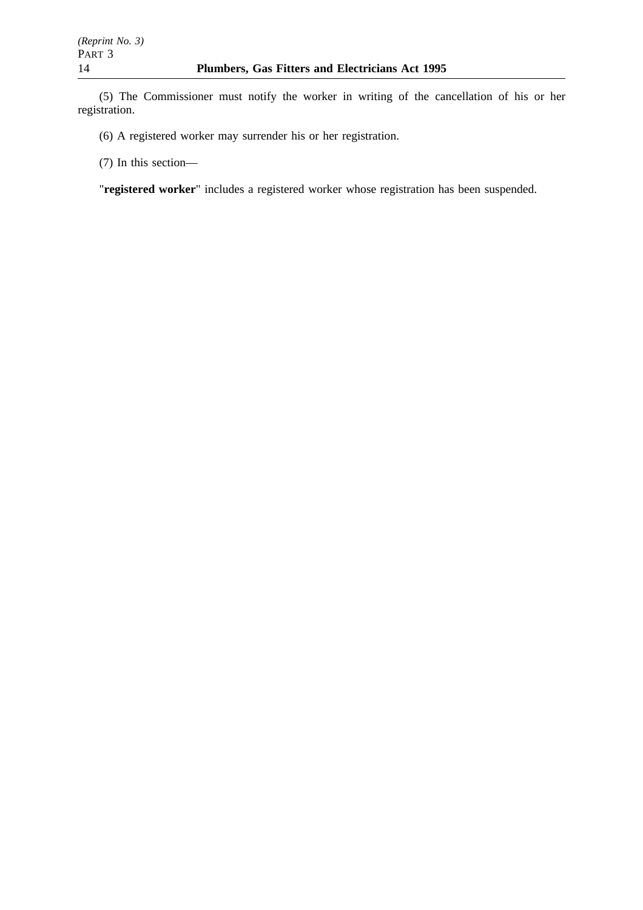(5) The Commissioner must notify the worker in writing of the cancellation of his or her registration.

(6) A registered worker may surrender his or her registration.

(7) In this section—

"**registered worker**" includes a registered worker whose registration has been suspended.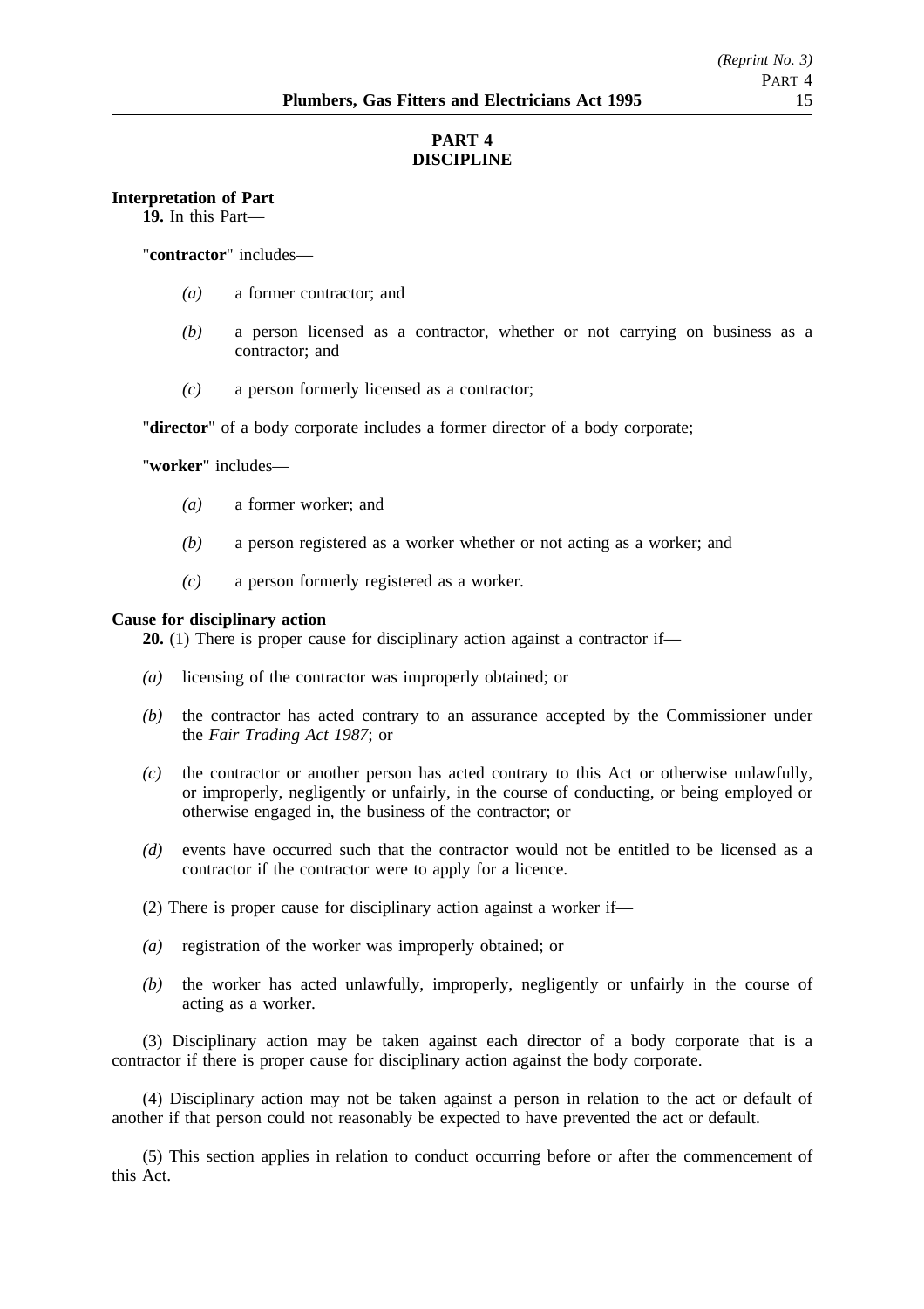# PART 4
# DISCIPLINE

**Interpretation of Part**

**19.** In this Part—

"**contractor**" includes—

*(a)* a former contractor; and

*(b)* a person licensed as a contractor, whether or not carrying on business as a contractor; and

*(c)* a person formerly licensed as a contractor;

"**director**" of a body corporate includes a former director of a body corporate;

"**worker**" includes—

*(a)* a former worker; and

*(b)* a person registered as a worker whether or not acting as a worker; and

*(c)* a person formerly registered as a worker.

**Cause for disciplinary action**

**20.** (1) There is proper cause for disciplinary action against a contractor if—

*(a)* licensing of the contractor was improperly obtained; or

*(b)* the contractor has acted contrary to an assurance accepted by the Commissioner under the *Fair Trading Act 1987*; or

*(c)* the contractor or another person has acted contrary to this Act or otherwise unlawfully, or improperly, negligently or unfairly, in the course of conducting, or being employed or otherwise engaged in, the business of the contractor; or

*(d)* events have occurred such that the contractor would not be entitled to be licensed as a contractor if the contractor were to apply for a licence.

(2) There is proper cause for disciplinary action against a worker if—

*(a)* registration of the worker was improperly obtained; or

*(b)* the worker has acted unlawfully, improperly, negligently or unfairly in the course of acting as a worker.

(3) Disciplinary action may be taken against each director of a body corporate that is a contractor if there is proper cause for disciplinary action against the body corporate.

(4) Disciplinary action may not be taken against a person in relation to the act or default of another if that person could not reasonably be expected to have prevented the act or default.

(5) This section applies in relation to conduct occurring before or after the commencement of this Act.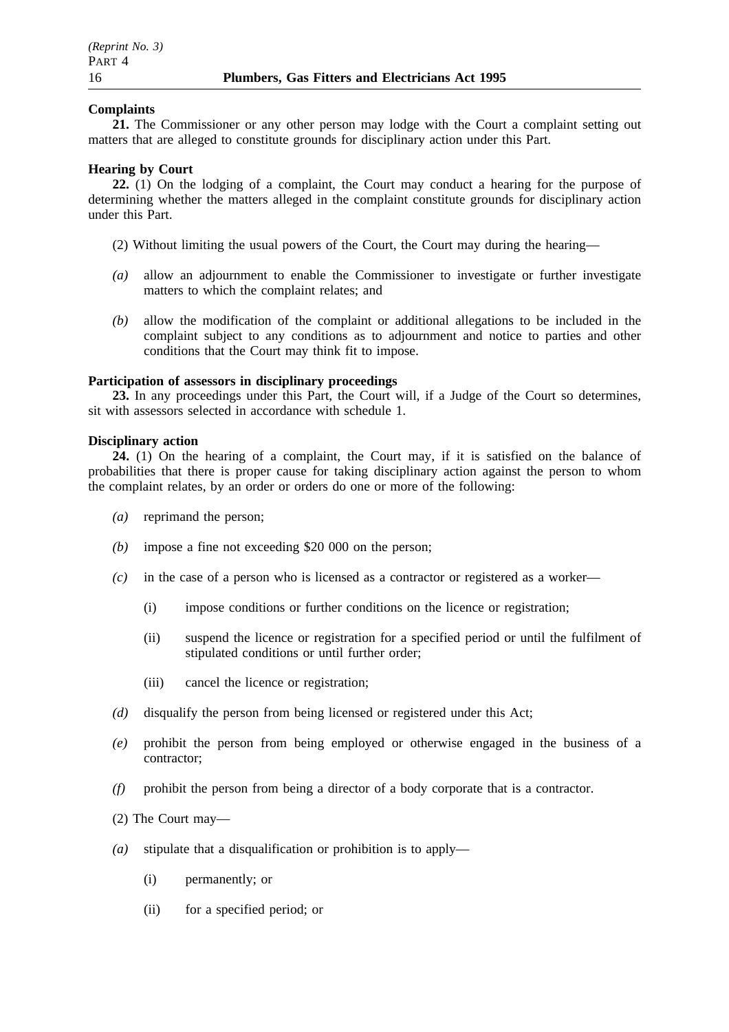**Complaints**

**21.** The Commissioner or any other person may lodge with the Court a complaint setting out matters that are alleged to constitute grounds for disciplinary action under this Part.

**Hearing by Court**

**22.** (1) On the lodging of a complaint, the Court may conduct a hearing for the purpose of determining whether the matters alleged in the complaint constitute grounds for disciplinary action under this Part.

(2) Without limiting the usual powers of the Court, the Court may during the hearing—

*(a)* allow an adjournment to enable the Commissioner to investigate or further investigate matters to which the complaint relates; and

*(b)* allow the modification of the complaint or additional allegations to be included in the complaint subject to any conditions as to adjournment and notice to parties and other conditions that the Court may think fit to impose.

**Participation of assessors in disciplinary proceedings**

**23.** In any proceedings under this Part, the Court will, if a Judge of the Court so determines, sit with assessors selected in accordance with schedule 1.

**Disciplinary action**

**24.** (1) On the hearing of a complaint, the Court may, if it is satisfied on the balance of probabilities that there is proper cause for taking disciplinary action against the person to whom the complaint relates, by an order or orders do one or more of the following:

*(a)* reprimand the person;

*(b)* impose a fine not exceeding $20 000 on the person;

*(c)* in the case of a person who is licensed as a contractor or registered as a worker—

(i) impose conditions or further conditions on the licence or registration;

(ii) suspend the licence or registration for a specified period or until the fulfilment of stipulated conditions or until further order;

(iii) cancel the licence or registration;

*(d)* disqualify the person from being licensed or registered under this Act;

*(e)* prohibit the person from being employed or otherwise engaged in the business of a contractor;

*(f)* prohibit the person from being a director of a body corporate that is a contractor.

(2) The Court may—

*(a)* stipulate that a disqualification or prohibition is to apply—

(i) permanently; or

(ii) for a specified period; or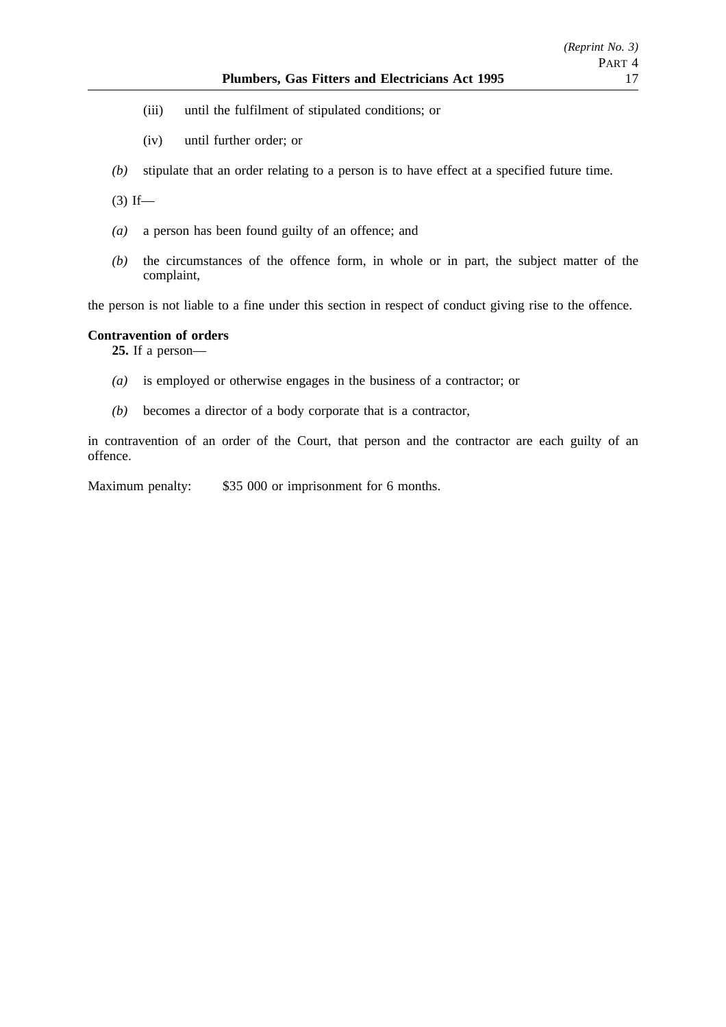(iii) until the fulfilment of stipulated conditions; or

(iv) until further order; or

*(b)* stipulate that an order relating to a person is to have effect at a specified future time.

(3) If—

*(a)* a person has been found guilty of an offence; and

*(b)* the circumstances of the offence form, in whole or in part, the subject matter of the complaint,

the person is not liable to a fine under this section in respect of conduct giving rise to the offence.

**Contravention of orders**

**25.** If a person—

*(a)* is employed or otherwise engages in the business of a contractor; or

*(b)* becomes a director of a body corporate that is a contractor,

in contravention of an order of the Court, that person and the contractor are each guilty of an offence.

Maximum penalty: $35 000 or imprisonment for 6 months.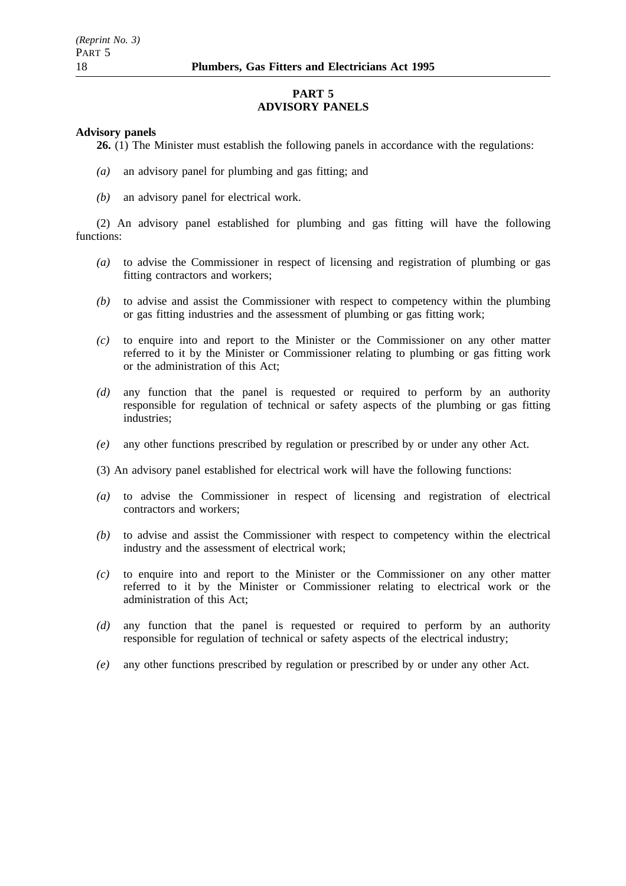# PART 5
# ADVISORY PANELS

**Advisory panels**

**26.** (1) The Minister must establish the following panels in accordance with the regulations:

*(a)* an advisory panel for plumbing and gas fitting; and

*(b)* an advisory panel for electrical work.

(2) An advisory panel established for plumbing and gas fitting will have the following functions:

*(a)* to advise the Commissioner in respect of licensing and registration of plumbing or gas fitting contractors and workers;

*(b)* to advise and assist the Commissioner with respect to competency within the plumbing or gas fitting industries and the assessment of plumbing or gas fitting work;

*(c)* to enquire into and report to the Minister or the Commissioner on any other matter referred to it by the Minister or Commissioner relating to plumbing or gas fitting work or the administration of this Act;

*(d)* any function that the panel is requested or required to perform by an authority responsible for regulation of technical or safety aspects of the plumbing or gas fitting industries;

*(e)* any other functions prescribed by regulation or prescribed by or under any other Act.

(3) An advisory panel established for electrical work will have the following functions:

*(a)* to advise the Commissioner in respect of licensing and registration of electrical contractors and workers;

*(b)* to advise and assist the Commissioner with respect to competency within the electrical industry and the assessment of electrical work;

*(c)* to enquire into and report to the Minister or the Commissioner on any other matter referred to it by the Minister or Commissioner relating to electrical work or the administration of this Act;

*(d)* any function that the panel is requested or required to perform by an authority responsible for regulation of technical or safety aspects of the electrical industry;

*(e)* any other functions prescribed by regulation or prescribed by or under any other Act.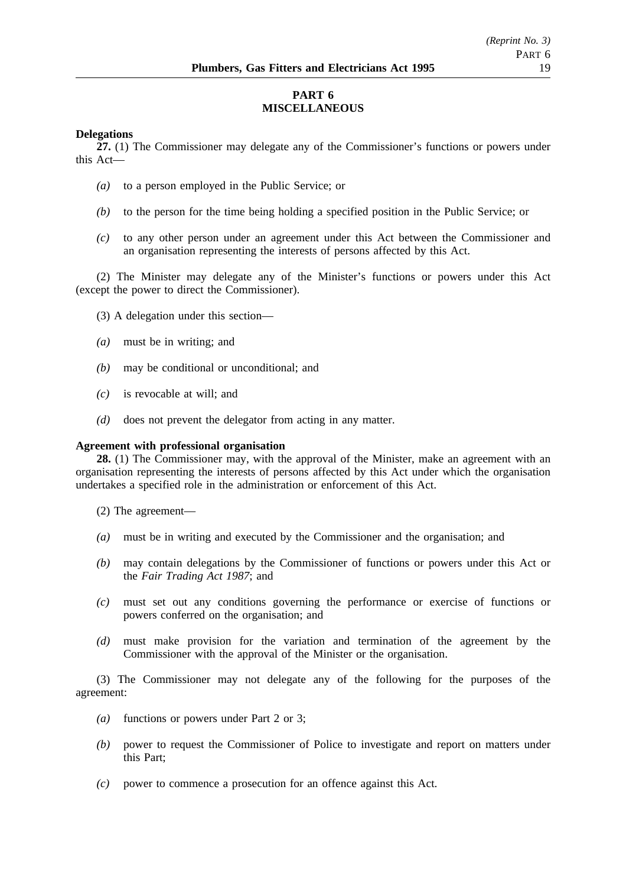# PART 6
# MISCELLANEOUS

**Delegations**

**27.** (1) The Commissioner may delegate any of the Commissioner's functions or powers under this Act—

*(a)* to a person employed in the Public Service; or

*(b)* to the person for the time being holding a specified position in the Public Service; or

*(c)* to any other person under an agreement under this Act between the Commissioner and an organisation representing the interests of persons affected by this Act.

(2) The Minister may delegate any of the Minister's functions or powers under this Act (except the power to direct the Commissioner).

(3) A delegation under this section—

*(a)* must be in writing; and

*(b)* may be conditional or unconditional; and

*(c)* is revocable at will; and

*(d)* does not prevent the delegator from acting in any matter.

**Agreement with professional organisation**

**28.** (1) The Commissioner may, with the approval of the Minister, make an agreement with an organisation representing the interests of persons affected by this Act under which the organisation undertakes a specified role in the administration or enforcement of this Act.

(2) The agreement—

*(a)* must be in writing and executed by the Commissioner and the organisation; and

*(b)* may contain delegations by the Commissioner of functions or powers under this Act or the *Fair Trading Act 1987*; and

*(c)* must set out any conditions governing the performance or exercise of functions or powers conferred on the organisation; and

*(d)* must make provision for the variation and termination of the agreement by the Commissioner with the approval of the Minister or the organisation.

(3) The Commissioner may not delegate any of the following for the purposes of the agreement:

*(a)* functions or powers under Part 2 or 3;

*(b)* power to request the Commissioner of Police to investigate and report on matters under this Part;

*(c)* power to commence a prosecution for an offence against this Act.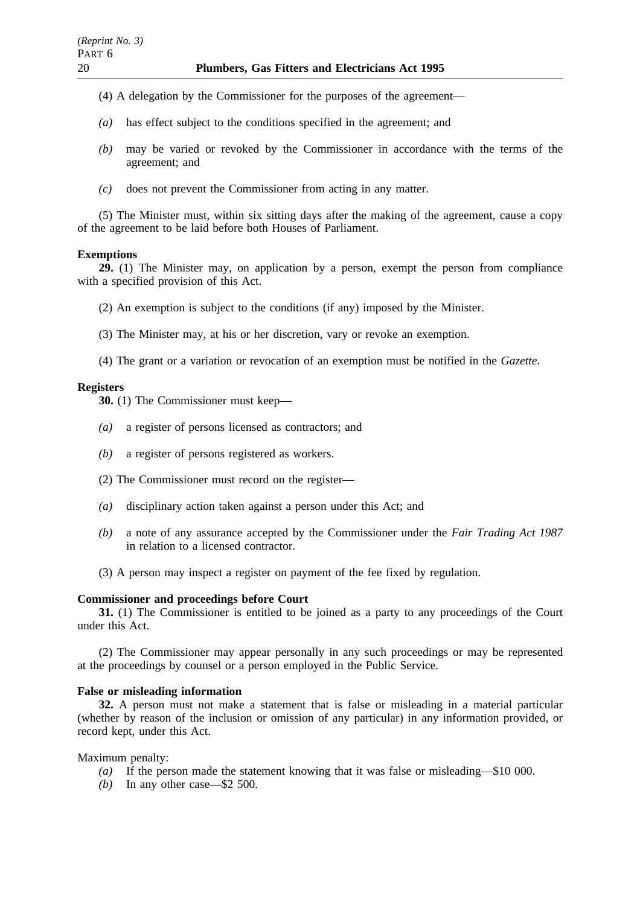(4) A delegation by the Commissioner for the purposes of the agreement—

*(a)* has effect subject to the conditions specified in the agreement; and

*(b)* may be varied or revoked by the Commissioner in accordance with the terms of the agreement; and

*(c)* does not prevent the Commissioner from acting in any matter.

(5) The Minister must, within six sitting days after the making of the agreement, cause a copy of the agreement to be laid before both Houses of Parliament.

**Exemptions**

**29.** (1) The Minister may, on application by a person, exempt the person from compliance with a specified provision of this Act.

(2) An exemption is subject to the conditions (if any) imposed by the Minister.

(3) The Minister may, at his or her discretion, vary or revoke an exemption.

(4) The grant or a variation or revocation of an exemption must be notified in the *Gazette*.

**Registers**

**30.** (1) The Commissioner must keep—

*(a)* a register of persons licensed as contractors; and

*(b)* a register of persons registered as workers.

(2) The Commissioner must record on the register—

*(a)* disciplinary action taken against a person under this Act; and

*(b)* a note of any assurance accepted by the Commissioner under the *Fair Trading Act 1987* in relation to a licensed contractor.

(3) A person may inspect a register on payment of the fee fixed by regulation.

**Commissioner and proceedings before Court**

**31.** (1) The Commissioner is entitled to be joined as a party to any proceedings of the Court under this Act.

(2) The Commissioner may appear personally in any such proceedings or may be represented at the proceedings by counsel or a person employed in the Public Service.

**False or misleading information**

**32.** A person must not make a statement that is false or misleading in a material particular (whether by reason of the inclusion or omission of any particular) in any information provided, or record kept, under this Act.

Maximum penalty:

*(a)* If the person made the statement knowing that it was false or misleading—$10 000.

*(b)* In any other case—$2 500.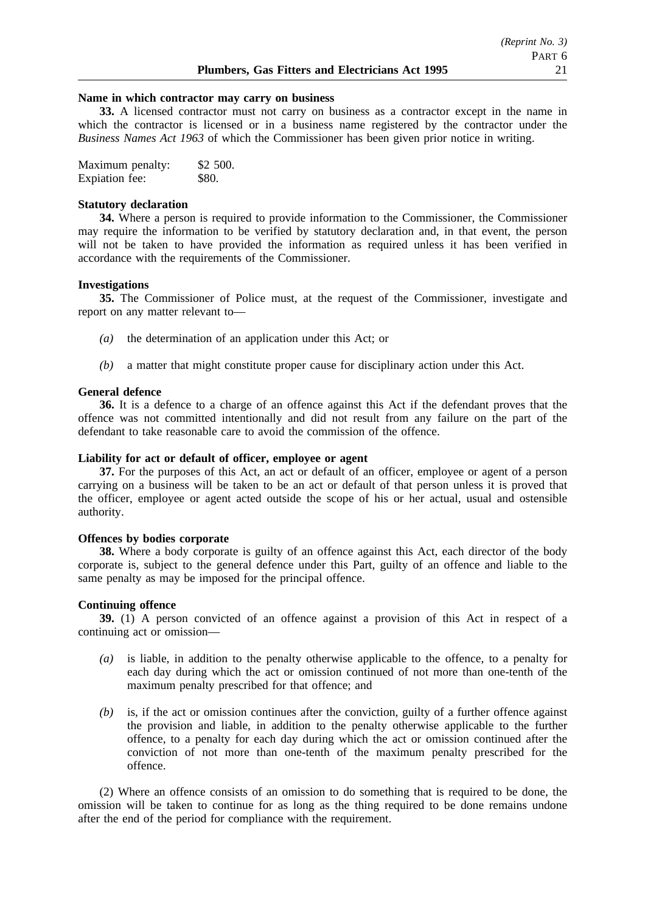**Name in which contractor may carry on business**

**33.** A licensed contractor must not carry on business as a contractor except in the name in which the contractor is licensed or in a business name registered by the contractor under the *Business Names Act 1963* of which the Commissioner has been given prior notice in writing.

| Maximum penalty: | $2 500. |
|---|---|
| Expiation fee: | $80. |

**Statutory declaration**

**34.** Where a person is required to provide information to the Commissioner, the Commissioner may require the information to be verified by statutory declaration and, in that event, the person will not be taken to have provided the information as required unless it has been verified in accordance with the requirements of the Commissioner.

**Investigations**

**35.** The Commissioner of Police must, at the request of the Commissioner, investigate and report on any matter relevant to—

*(a)* the determination of an application under this Act; or

*(b)* a matter that might constitute proper cause for disciplinary action under this Act.

**General defence**

**36.** It is a defence to a charge of an offence against this Act if the defendant proves that the offence was not committed intentionally and did not result from any failure on the part of the defendant to take reasonable care to avoid the commission of the offence.

**Liability for act or default of officer, employee or agent**

**37.** For the purposes of this Act, an act or default of an officer, employee or agent of a person carrying on a business will be taken to be an act or default of that person unless it is proved that the officer, employee or agent acted outside the scope of his or her actual, usual and ostensible authority.

**Offences by bodies corporate**

**38.** Where a body corporate is guilty of an offence against this Act, each director of the body corporate is, subject to the general defence under this Part, guilty of an offence and liable to the same penalty as may be imposed for the principal offence.

**Continuing offence**

**39.** (1) A person convicted of an offence against a provision of this Act in respect of a continuing act or omission—

*(a)* is liable, in addition to the penalty otherwise applicable to the offence, to a penalty for each day during which the act or omission continued of not more than one-tenth of the maximum penalty prescribed for that offence; and

*(b)* is, if the act or omission continues after the conviction, guilty of a further offence against the provision and liable, in addition to the penalty otherwise applicable to the further offence, to a penalty for each day during which the act or omission continued after the conviction of not more than one-tenth of the maximum penalty prescribed for the offence.

(2) Where an offence consists of an omission to do something that is required to be done, the omission will be taken to continue for as long as the thing required to be done remains undone after the end of the period for compliance with the requirement.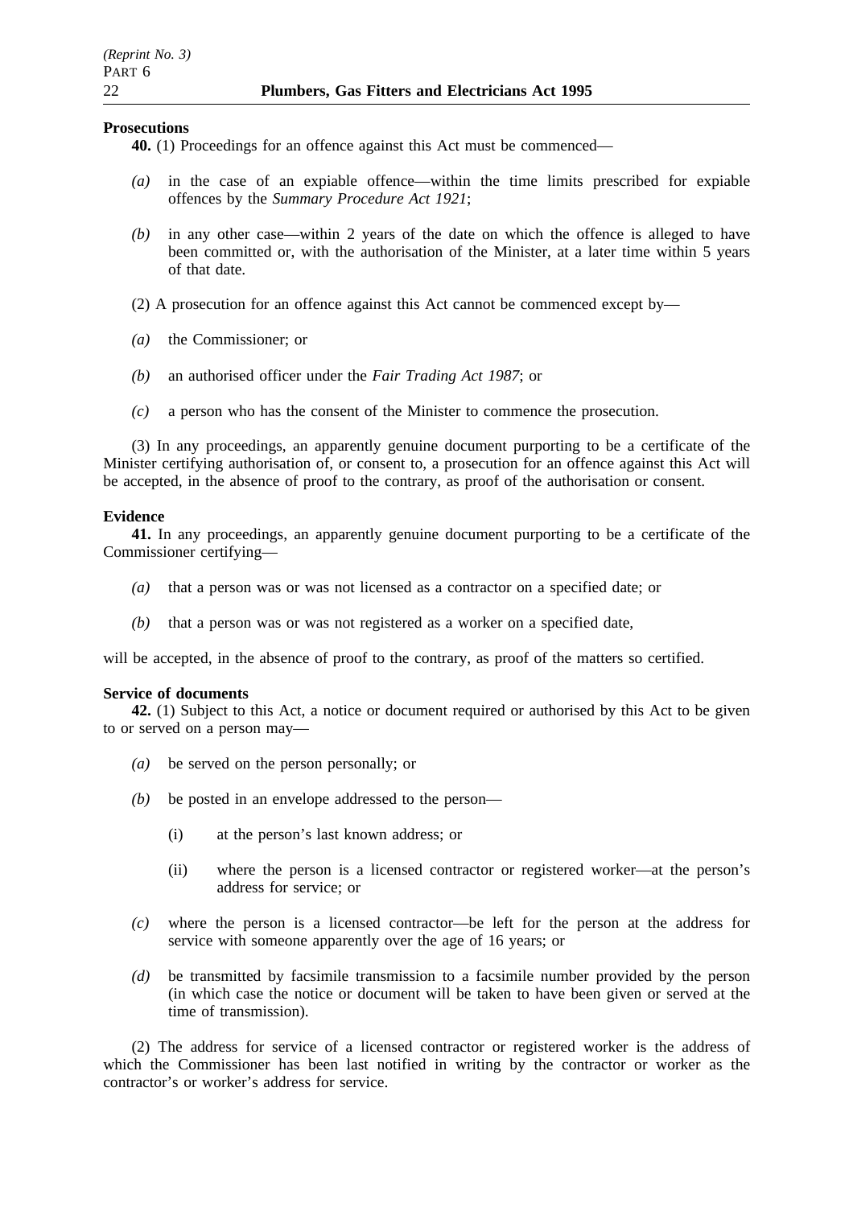**Prosecutions**

**40.** (1) Proceedings for an offence against this Act must be commenced—

*(a)* in the case of an expiable offence—within the time limits prescribed for expiable offences by the *Summary Procedure Act 1921*;

*(b)* in any other case—within 2 years of the date on which the offence is alleged to have been committed or, with the authorisation of the Minister, at a later time within 5 years of that date.

(2) A prosecution for an offence against this Act cannot be commenced except by—

*(a)* the Commissioner; or

*(b)* an authorised officer under the *Fair Trading Act 1987*; or

*(c)* a person who has the consent of the Minister to commence the prosecution.

(3) In any proceedings, an apparently genuine document purporting to be a certificate of the Minister certifying authorisation of, or consent to, a prosecution for an offence against this Act will be accepted, in the absence of proof to the contrary, as proof of the authorisation or consent.

**Evidence**

**41.** In any proceedings, an apparently genuine document purporting to be a certificate of the Commissioner certifying—

*(a)* that a person was or was not licensed as a contractor on a specified date; or

*(b)* that a person was or was not registered as a worker on a specified date,

will be accepted, in the absence of proof to the contrary, as proof of the matters so certified.

**Service of documents**

**42.** (1) Subject to this Act, a notice or document required or authorised by this Act to be given to or served on a person may—

*(a)* be served on the person personally; or

*(b)* be posted in an envelope addressed to the person—

  (i) at the person's last known address; or

  (ii) where the person is a licensed contractor or registered worker—at the person's address for service; or

*(c)* where the person is a licensed contractor—be left for the person at the address for service with someone apparently over the age of 16 years; or

*(d)* be transmitted by facsimile transmission to a facsimile number provided by the person (in which case the notice or document will be taken to have been given or served at the time of transmission).

(2) The address for service of a licensed contractor or registered worker is the address of which the Commissioner has been last notified in writing by the contractor or worker as the contractor's or worker's address for service.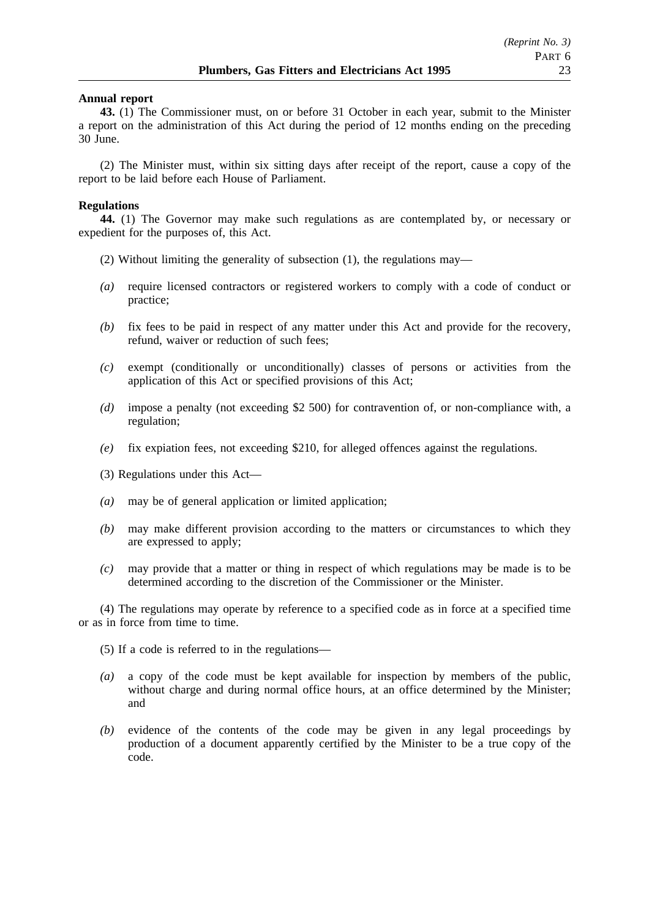**Annual report**

**43.** (1) The Commissioner must, on or before 31 October in each year, submit to the Minister a report on the administration of this Act during the period of 12 months ending on the preceding 30 June.

(2) The Minister must, within six sitting days after receipt of the report, cause a copy of the report to be laid before each House of Parliament.

**Regulations**

**44.** (1) The Governor may make such regulations as are contemplated by, or necessary or expedient for the purposes of, this Act.

(2) Without limiting the generality of subsection (1), the regulations may—

*(a)* require licensed contractors or registered workers to comply with a code of conduct or practice;

*(b)* fix fees to be paid in respect of any matter under this Act and provide for the recovery, refund, waiver or reduction of such fees;

*(c)* exempt (conditionally or unconditionally) classes of persons or activities from the application of this Act or specified provisions of this Act;

*(d)* impose a penalty (not exceeding $2 500) for contravention of, or non-compliance with, a regulation;

*(e)* fix expiation fees, not exceeding $210, for alleged offences against the regulations.

(3) Regulations under this Act—

*(a)* may be of general application or limited application;

*(b)* may make different provision according to the matters or circumstances to which they are expressed to apply;

*(c)* may provide that a matter or thing in respect of which regulations may be made is to be determined according to the discretion of the Commissioner or the Minister.

(4) The regulations may operate by reference to a specified code as in force at a specified time or as in force from time to time.

(5) If a code is referred to in the regulations—

*(a)* a copy of the code must be kept available for inspection by members of the public, without charge and during normal office hours, at an office determined by the Minister; and

*(b)* evidence of the contents of the code may be given in any legal proceedings by production of a document apparently certified by the Minister to be a true copy of the code.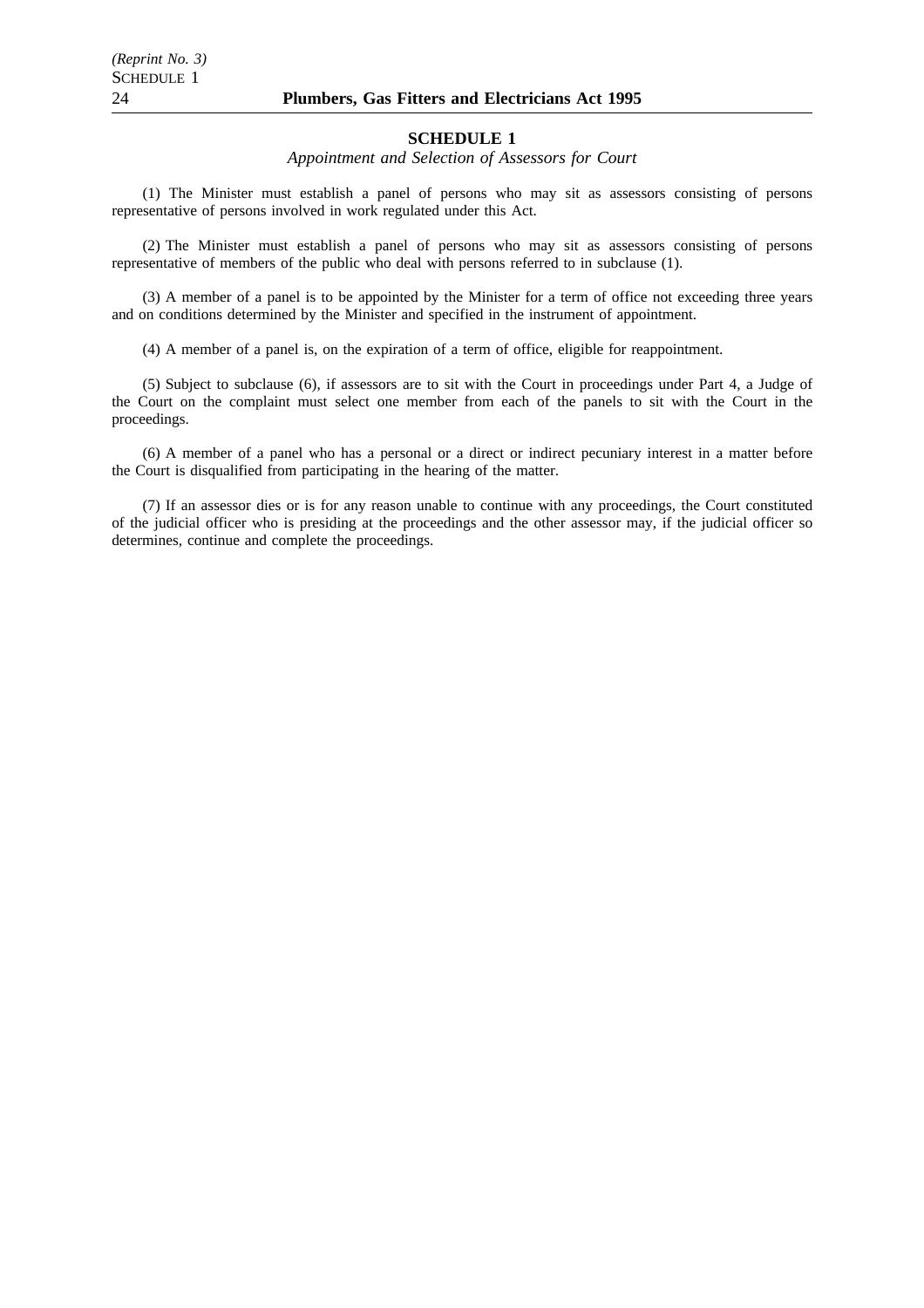## SCHEDULE 1

*Appointment and Selection of Assessors for Court*

(1) The Minister must establish a panel of persons who may sit as assessors consisting of persons representative of persons involved in work regulated under this Act.

(2) The Minister must establish a panel of persons who may sit as assessors consisting of persons representative of members of the public who deal with persons referred to in subclause (1).

(3) A member of a panel is to be appointed by the Minister for a term of office not exceeding three years and on conditions determined by the Minister and specified in the instrument of appointment.

(4) A member of a panel is, on the expiration of a term of office, eligible for reappointment.

(5) Subject to subclause (6), if assessors are to sit with the Court in proceedings under Part 4, a Judge of the Court on the complaint must select one member from each of the panels to sit with the Court in the proceedings.

(6) A member of a panel who has a personal or a direct or indirect pecuniary interest in a matter before the Court is disqualified from participating in the hearing of the matter.

(7) If an assessor dies or is for any reason unable to continue with any proceedings, the Court constituted of the judicial officer who is presiding at the proceedings and the other assessor may, if the judicial officer so determines, continue and complete the proceedings.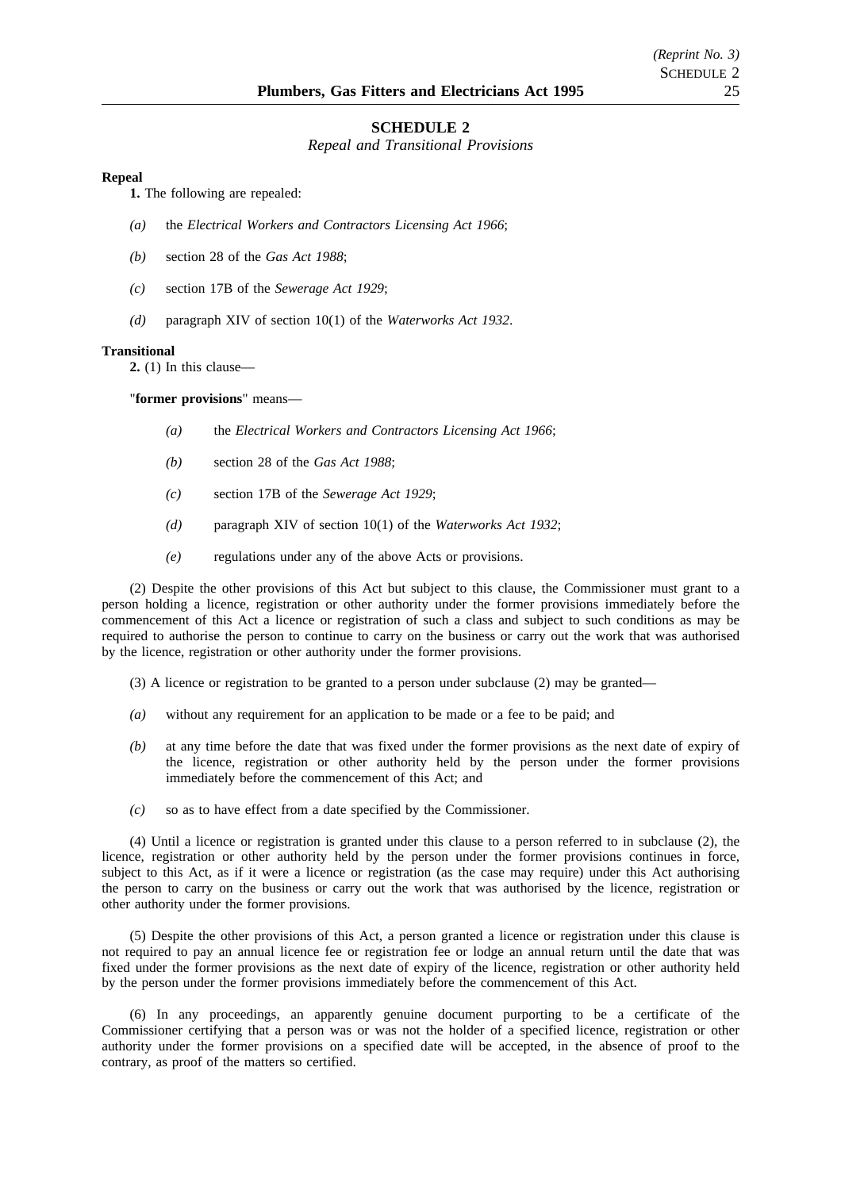## SCHEDULE 2

*Repeal and Transitional Provisions*

**Repeal**

**1.** The following are repealed:

*(a)* the *Electrical Workers and Contractors Licensing Act 1966*;

*(b)* section 28 of the *Gas Act 1988*;

*(c)* section 17B of the *Sewerage Act 1929*;

*(d)* paragraph XIV of section 10(1) of the *Waterworks Act 1932*.

**Transitional**

**2.** (1) In this clause—

"**former provisions**" means—

*(a)* the *Electrical Workers and Contractors Licensing Act 1966*;

*(b)* section 28 of the *Gas Act 1988*;

*(c)* section 17B of the *Sewerage Act 1929*;

*(d)* paragraph XIV of section 10(1) of the *Waterworks Act 1932*;

*(e)* regulations under any of the above Acts or provisions.

(2) Despite the other provisions of this Act but subject to this clause, the Commissioner must grant to a person holding a licence, registration or other authority under the former provisions immediately before the commencement of this Act a licence or registration of such a class and subject to such conditions as may be required to authorise the person to continue to carry on the business or carry out the work that was authorised by the licence, registration or other authority under the former provisions.

(3) A licence or registration to be granted to a person under subclause (2) may be granted—

*(a)* without any requirement for an application to be made or a fee to be paid; and

*(b)* at any time before the date that was fixed under the former provisions as the next date of expiry of the licence, registration or other authority held by the person under the former provisions immediately before the commencement of this Act; and

*(c)* so as to have effect from a date specified by the Commissioner.

(4) Until a licence or registration is granted under this clause to a person referred to in subclause (2), the licence, registration or other authority held by the person under the former provisions continues in force, subject to this Act, as if it were a licence or registration (as the case may require) under this Act authorising the person to carry on the business or carry out the work that was authorised by the licence, registration or other authority under the former provisions.

(5) Despite the other provisions of this Act, a person granted a licence or registration under this clause is not required to pay an annual licence fee or registration fee or lodge an annual return until the date that was fixed under the former provisions as the next date of expiry of the licence, registration or other authority held by the person under the former provisions immediately before the commencement of this Act.

(6) In any proceedings, an apparently genuine document purporting to be a certificate of the Commissioner certifying that a person was or was not the holder of a specified licence, registration or other authority under the former provisions on a specified date will be accepted, in the absence of proof to the contrary, as proof of the matters so certified.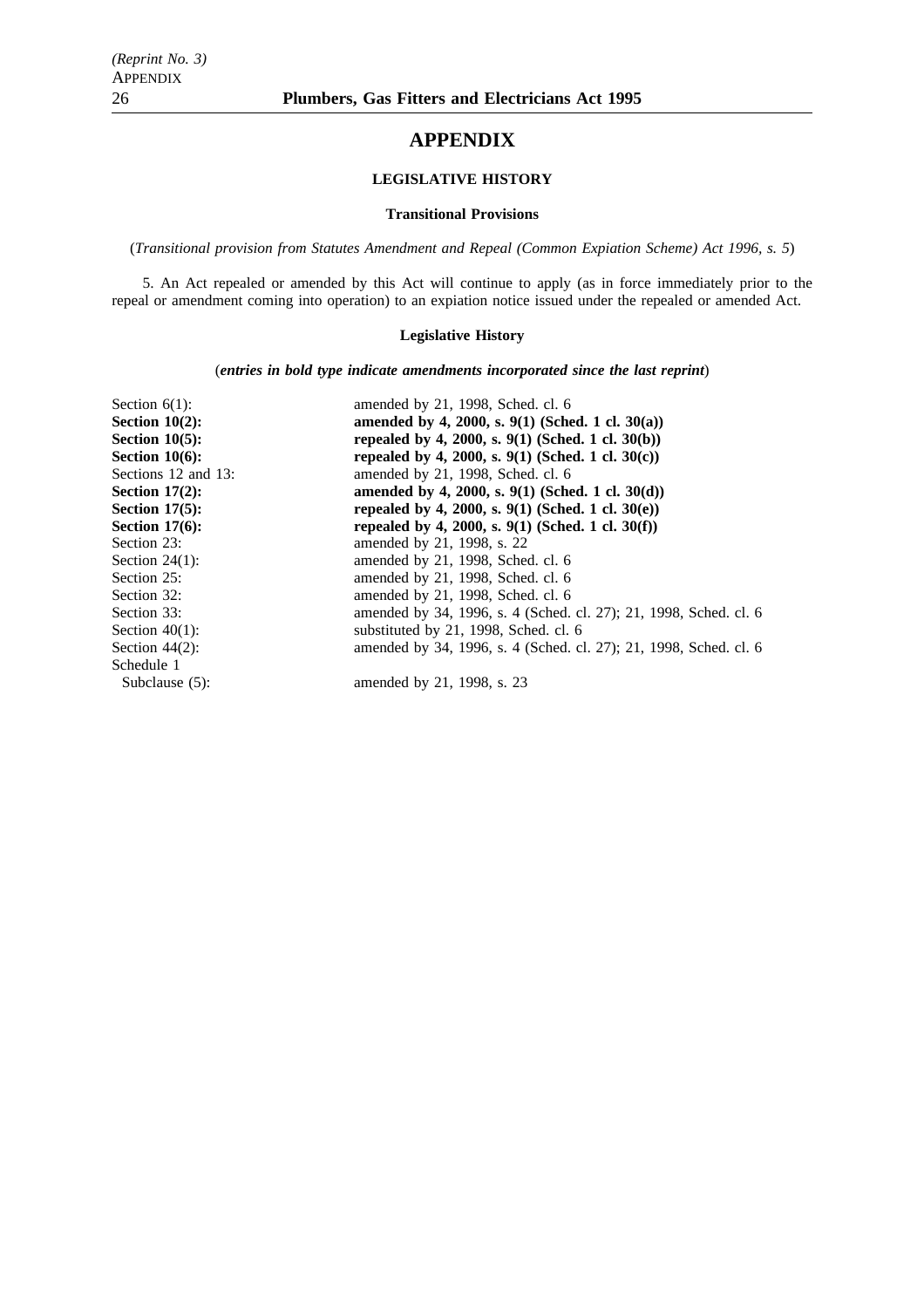# APPENDIX

## LEGISLATIVE HISTORY

### Transitional Provisions

(*Transitional provision from Statutes Amendment and Repeal (Common Expiation Scheme) Act 1996, s. 5*)

5. An Act repealed or amended by this Act will continue to apply (as in force immediately prior to the repeal or amendment coming into operation) to an expiation notice issued under the repealed or amended Act.

### Legislative History

(***entries in bold type indicate amendments incorporated since the last reprint***)

| | |
|---|---|
| Section 6(1): | amended by 21, 1998, Sched. cl. 6 |
| **Section 10(2):** | **amended by 4, 2000, s. 9(1) (Sched. 1 cl. 30(a))** |
| **Section 10(5):** | **repealed by 4, 2000, s. 9(1) (Sched. 1 cl. 30(b))** |
| **Section 10(6):** | **repealed by 4, 2000, s. 9(1) (Sched. 1 cl. 30(c))** |
| Sections 12 and 13: | amended by 21, 1998, Sched. cl. 6 |
| **Section 17(2):** | **amended by 4, 2000, s. 9(1) (Sched. 1 cl. 30(d))** |
| **Section 17(5):** | **repealed by 4, 2000, s. 9(1) (Sched. 1 cl. 30(e))** |
| **Section 17(6):** | **repealed by 4, 2000, s. 9(1) (Sched. 1 cl. 30(f))** |
| Section 23: | amended by 21, 1998, s. 22 |
| Section 24(1): | amended by 21, 1998, Sched. cl. 6 |
| Section 25: | amended by 21, 1998, Sched. cl. 6 |
| Section 32: | amended by 21, 1998, Sched. cl. 6 |
| Section 33: | amended by 34, 1996, s. 4 (Sched. cl. 27); 21, 1998, Sched. cl. 6 |
| Section 40(1): | substituted by 21, 1998, Sched. cl. 6 |
| Section 44(2): | amended by 34, 1996, s. 4 (Sched. cl. 27); 21, 1998, Sched. cl. 6 |
| Schedule 1 | |
| Subclause (5): | amended by 21, 1998, s. 23 |